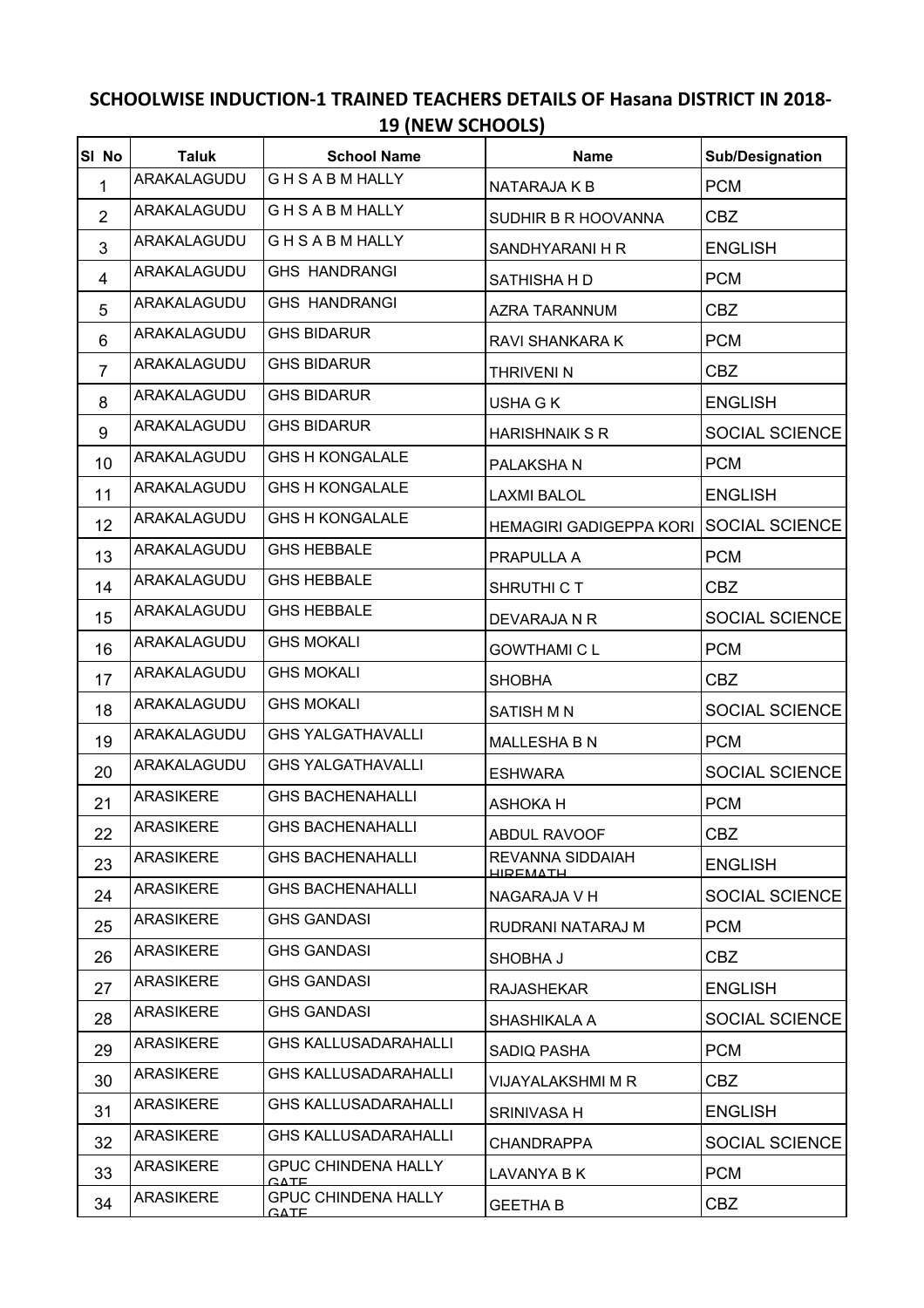# SCHOOLWISE INDUCTION-1 TRAINED TEACHERS DETAILS OF Hasana DISTRICT IN 2018-19 (NEW SCHOOLS)

| Sl No | Taluk | School Name | Name | Sub/Designation |
|---|---|---|---|---|
| 1 | ARAKALAGUDU | G H S A B M HALLY | NATARAJA K B | PCM |
| 2 | ARAKALAGUDU | G H S A B M HALLY | SUDHIR B R HOOVANNA | CBZ |
| 3 | ARAKALAGUDU | G H S A B M HALLY | SANDHYARANI H R | ENGLISH |
| 4 | ARAKALAGUDU | GHS HANDRANGI | SATHISHA H D | PCM |
| 5 | ARAKALAGUDU | GHS HANDRANGI | AZRA TARANNUM | CBZ |
| 6 | ARAKALAGUDU | GHS BIDARUR | RAVI SHANKARA K | PCM |
| 7 | ARAKALAGUDU | GHS BIDARUR | THRIVENI N | CBZ |
| 8 | ARAKALAGUDU | GHS BIDARUR | USHA G K | ENGLISH |
| 9 | ARAKALAGUDU | GHS BIDARUR | HARISHNAIK S R | SOCIAL SCIENCE |
| 10 | ARAKALAGUDU | GHS H KONGALALE | PALAKSHA N | PCM |
| 11 | ARAKALAGUDU | GHS H KONGALALE | LAXMI BALOL | ENGLISH |
| 12 | ARAKALAGUDU | GHS H KONGALALE | HEMAGIRI GADIGEPPA KORI | SOCIAL SCIENCE |
| 13 | ARAKALAGUDU | GHS HEBBALE | PRAPULLA A | PCM |
| 14 | ARAKALAGUDU | GHS HEBBALE | SHRUTHI C T | CBZ |
| 15 | ARAKALAGUDU | GHS HEBBALE | DEVARAJA N R | SOCIAL SCIENCE |
| 16 | ARAKALAGUDU | GHS MOKALI | GOWTHAMI C L | PCM |
| 17 | ARAKALAGUDU | GHS MOKALI | SHOBHA | CBZ |
| 18 | ARAKALAGUDU | GHS MOKALI | SATISH M N | SOCIAL SCIENCE |
| 19 | ARAKALAGUDU | GHS YALGATHAVALLI | MALLESHA B N | PCM |
| 20 | ARAKALAGUDU | GHS YALGATHAVALLI | ESHWARA | SOCIAL SCIENCE |
| 21 | ARASIKERE | GHS BACHENAHALLI | ASHOKA H | PCM |
| 22 | ARASIKERE | GHS BACHENAHALLI | ABDUL RAVOOF | CBZ |
| 23 | ARASIKERE | GHS BACHENAHALLI | REVANNA SIDDAIAH HIREMATH | ENGLISH |
| 24 | ARASIKERE | GHS BACHENAHALLI | NAGARAJA V H | SOCIAL SCIENCE |
| 25 | ARASIKERE | GHS GANDASI | RUDRANI NATARAJ M | PCM |
| 26 | ARASIKERE | GHS GANDASI | SHOBHA J | CBZ |
| 27 | ARASIKERE | GHS GANDASI | RAJASHEKAR | ENGLISH |
| 28 | ARASIKERE | GHS GANDASI | SHASHIKALA A | SOCIAL SCIENCE |
| 29 | ARASIKERE | GHS KALLUSADARAHALLI | SADIQ PASHA | PCM |
| 30 | ARASIKERE | GHS KALLUSADARAHALLI | VIJAYALAKSHMI M R | CBZ |
| 31 | ARASIKERE | GHS KALLUSADARAHALLI | SRINIVASA H | ENGLISH |
| 32 | ARASIKERE | GHS KALLUSADARAHALLI | CHANDRAPPA | SOCIAL SCIENCE |
| 33 | ARASIKERE | GPUC CHINDENA HALLY GATE | LAVANYA B K | PCM |
| 34 | ARASIKERE | GPUC CHINDENA HALLY GATE | GEETHA B | CBZ |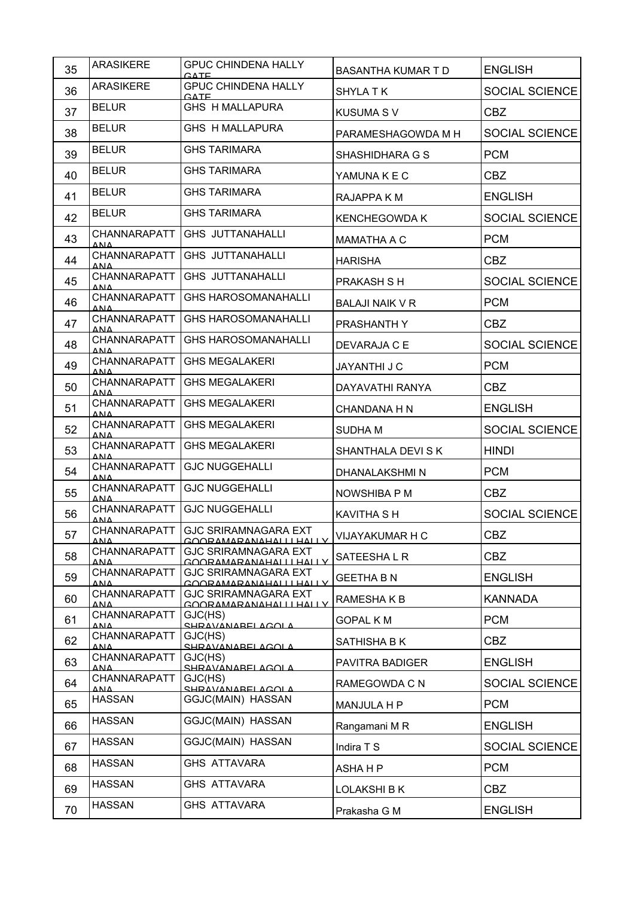| 35 | ARASIKERE | GPUC CHINDENA HALLY GATE | BASANTHA KUMAR T D | ENGLISH |
|---|---|---|---|---|
| 36 | ARASIKERE | GPUC CHINDENA HALLY GATE | SHYLA T K | SOCIAL SCIENCE |
| 37 | BELUR | GHS H MALLAPURA | KUSUMA S V | CBZ |
| 38 | BELUR | GHS H MALLAPURA | PARAMESHAGOWDA M H | SOCIAL SCIENCE |
| 39 | BELUR | GHS TARIMARA | SHASHIDHARA G S | PCM |
| 40 | BELUR | GHS TARIMARA | YAMUNA K E C | CBZ |
| 41 | BELUR | GHS TARIMARA | RAJAPPA K M | ENGLISH |
| 42 | BELUR | GHS TARIMARA | KENCHEGOWDA K | SOCIAL SCIENCE |
| 43 | CHANNARAPATTANA | GHS JUTTANAHALLI | MAMATHA A C | PCM |
| 44 | CHANNARAPATTANA | GHS JUTTANAHALLI | HARISHA | CBZ |
| 45 | CHANNARAPATTANA | GHS JUTTANAHALLI | PRAKASH S H | SOCIAL SCIENCE |
| 46 | CHANNARAPATTANA | GHS HAROSOMANAHALLI | BALAJI NAIK V R | PCM |
| 47 | CHANNARAPATTANA | GHS HAROSOMANAHALLI | PRASHANTH Y | CBZ |
| 48 | CHANNARAPATTANA | GHS HAROSOMANAHALLI | DEVARAJA C E | SOCIAL SCIENCE |
| 49 | CHANNARAPATTANA | GHS MEGALAKERI | JAYANTHI J C | PCM |
| 50 | CHANNARAPATTANA | GHS MEGALAKERI | DAYAVATHI RANYA | CBZ |
| 51 | CHANNARAPATTANA | GHS MEGALAKERI | CHANDANA H N | ENGLISH |
| 52 | CHANNARAPATTANA | GHS MEGALAKERI | SUDHA M | SOCIAL SCIENCE |
| 53 | CHANNARAPATTANA | GHS MEGALAKERI | SHANTHALA DEVI S K | HINDI |
| 54 | CHANNARAPATTANA | GJC NUGGEHALLI | DHANALAKSHMI N | PCM |
| 55 | CHANNARAPATTANA | GJC NUGGEHALLI | NOWSHIBA P M | CBZ |
| 56 | CHANNARAPATTANA | GJC NUGGEHALLI | KAVITHA S H | SOCIAL SCIENCE |
| 57 | CHANNARAPATTANA | GJC SRIRAMNAGARA EXT GOORAMARANAHALLI HALLY | VIJAYAKUMAR H C | CBZ |
| 58 | CHANNARAPATTANA | GJC SRIRAMNAGARA EXT GOORAMARANAHALLI HALLY | SATEESHA L R | CBZ |
| 59 | CHANNARAPATTANA | GJC SRIRAMNAGARA EXT GOORAMARANAHALLI HALLY | GEETHA B N | ENGLISH |
| 60 | CHANNARAPATTANA | GJC SRIRAMNAGARA EXT GOORAMARANAHALLI HALLY | RAMESHA K B | KANNADA |
| 61 | CHANNARAPATTANA | GJC(HS) SHRAVANABELAGOLA | GOPAL K M | PCM |
| 62 | CHANNARAPATTANA | GJC(HS) SHRAVANABELAGOLA | SATHISHA B K | CBZ |
| 63 | CHANNARAPATTANA | GJC(HS) SHRAVANABELAGOLA | PAVITRA BADIGER | ENGLISH |
| 64 | CHANNARAPATTANA | GJC(HS) SHRAVANABELAGOLA | RAMEGOWDA C N | SOCIAL SCIENCE |
| 65 | HASSAN | GGJC(MAIN) HASSAN | MANJULA H P | PCM |
| 66 | HASSAN | GGJC(MAIN) HASSAN | Rangamani M R | ENGLISH |
| 67 | HASSAN | GGJC(MAIN) HASSAN | Indira T S | SOCIAL SCIENCE |
| 68 | HASSAN | GHS ATTAVARA | ASHA H P | PCM |
| 69 | HASSAN | GHS ATTAVARA | LOLAKSHI B K | CBZ |
| 70 | HASSAN | GHS ATTAVARA | Prakasha G M | ENGLISH |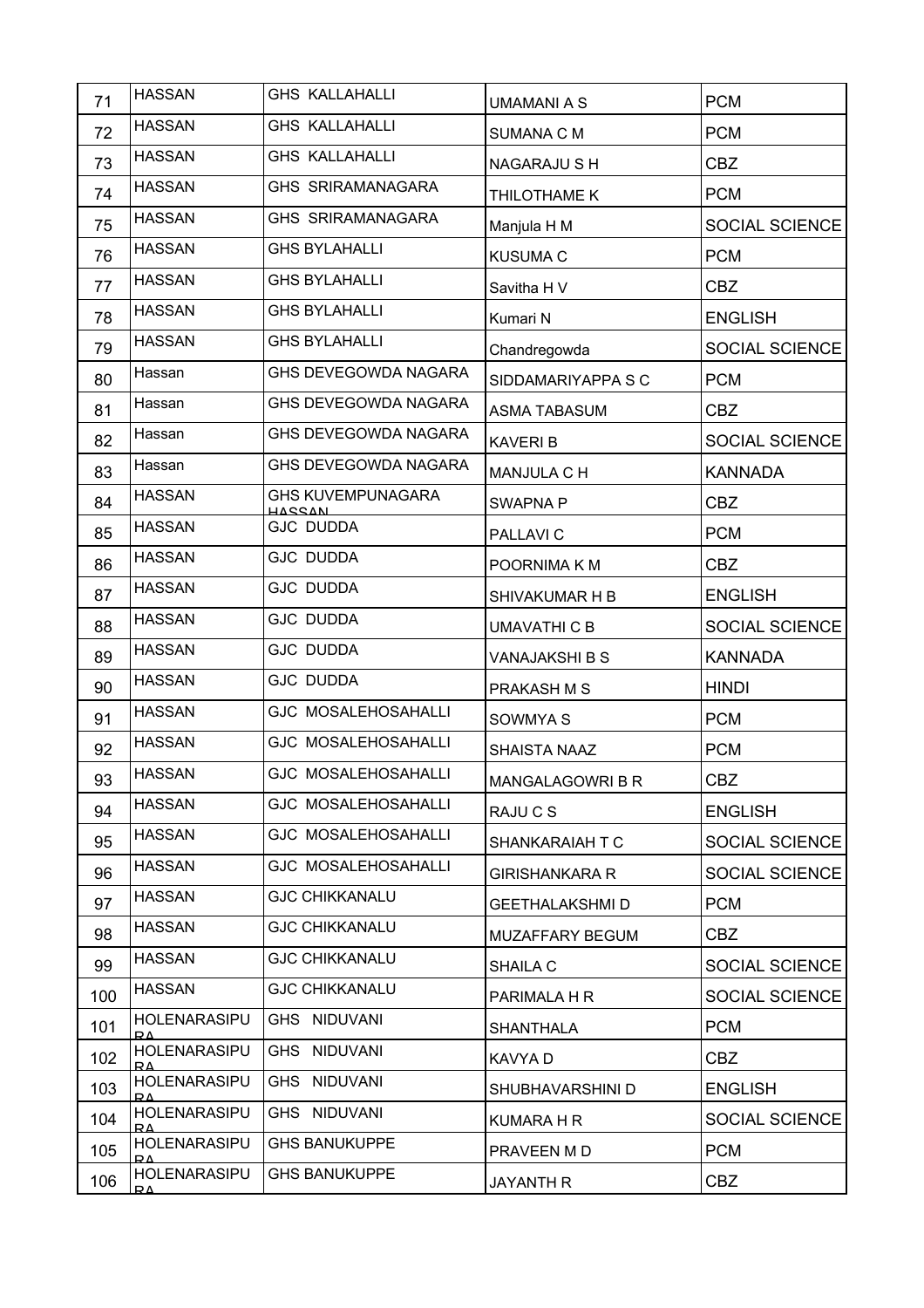| | | | | |
|---|---|---|---|---|
| 71 | HASSAN | GHS KALLAHALLI | UMAMANI A S | PCM |
| 72 | HASSAN | GHS KALLAHALLI | SUMANA C M | PCM |
| 73 | HASSAN | GHS KALLAHALLI | NAGARAJU S H | CBZ |
| 74 | HASSAN | GHS SRIRAMANAGARA | THILOTHAME K | PCM |
| 75 | HASSAN | GHS SRIRAMANAGARA | Manjula H M | SOCIAL SCIENCE |
| 76 | HASSAN | GHS BYLAHALLI | KUSUMA C | PCM |
| 77 | HASSAN | GHS BYLAHALLI | Savitha H V | CBZ |
| 78 | HASSAN | GHS BYLAHALLI | Kumari N | ENGLISH |
| 79 | HASSAN | GHS BYLAHALLI | Chandregowda | SOCIAL SCIENCE |
| 80 | Hassan | GHS DEVEGOWDA NAGARA | SIDDAMARIYAPPA S C | PCM |
| 81 | Hassan | GHS DEVEGOWDA NAGARA | ASMA TABASUM | CBZ |
| 82 | Hassan | GHS DEVEGOWDA NAGARA | KAVERI B | SOCIAL SCIENCE |
| 83 | Hassan | GHS DEVEGOWDA NAGARA | MANJULA C H | KANNADA |
| 84 | HASSAN | GHS KUVEMPUNAGARA HASSAN | SWAPNA P | CBZ |
| 85 | HASSAN | GJC DUDDA | PALLAVI C | PCM |
| 86 | HASSAN | GJC DUDDA | POORNIMA K M | CBZ |
| 87 | HASSAN | GJC DUDDA | SHIVAKUMAR H B | ENGLISH |
| 88 | HASSAN | GJC DUDDA | UMAVATHI C B | SOCIAL SCIENCE |
| 89 | HASSAN | GJC DUDDA | VANAJAKSHI B S | KANNADA |
| 90 | HASSAN | GJC DUDDA | PRAKASH M S | HINDI |
| 91 | HASSAN | GJC MOSALEHOSAHALLI | SOWMYA S | PCM |
| 92 | HASSAN | GJC MOSALEHOSAHALLI | SHAISTA NAAZ | PCM |
| 93 | HASSAN | GJC MOSALEHOSAHALLI | MANGALAGOWRI B R | CBZ |
| 94 | HASSAN | GJC MOSALEHOSAHALLI | RAJU C S | ENGLISH |
| 95 | HASSAN | GJC MOSALEHOSAHALLI | SHANKARAIAH T C | SOCIAL SCIENCE |
| 96 | HASSAN | GJC MOSALEHOSAHALLI | GIRISHANKARA R | SOCIAL SCIENCE |
| 97 | HASSAN | GJC CHIKKANALU | GEETHALAKSHMI D | PCM |
| 98 | HASSAN | GJC CHIKKANALU | MUZAFFARY BEGUM | CBZ |
| 99 | HASSAN | GJC CHIKKANALU | SHAILA C | SOCIAL SCIENCE |
| 100 | HASSAN | GJC CHIKKANALU | PARIMALA H R | SOCIAL SCIENCE |
| 101 | HOLENARASIPURA | GHS NIDUVANI | SHANTHALA | PCM |
| 102 | HOLENARASIPURA | GHS NIDUVANI | KAVYA D | CBZ |
| 103 | HOLENARASIPURA | GHS NIDUVANI | SHUBHAVARSHINI D | ENGLISH |
| 104 | HOLENARASIPURA | GHS NIDUVANI | KUMARA H R | SOCIAL SCIENCE |
| 105 | HOLENARASIPURA | GHS BANUKUPPE | PRAVEEN M D | PCM |
| 106 | HOLENARASIPURA | GHS BANUKUPPE | JAYANTH R | CBZ |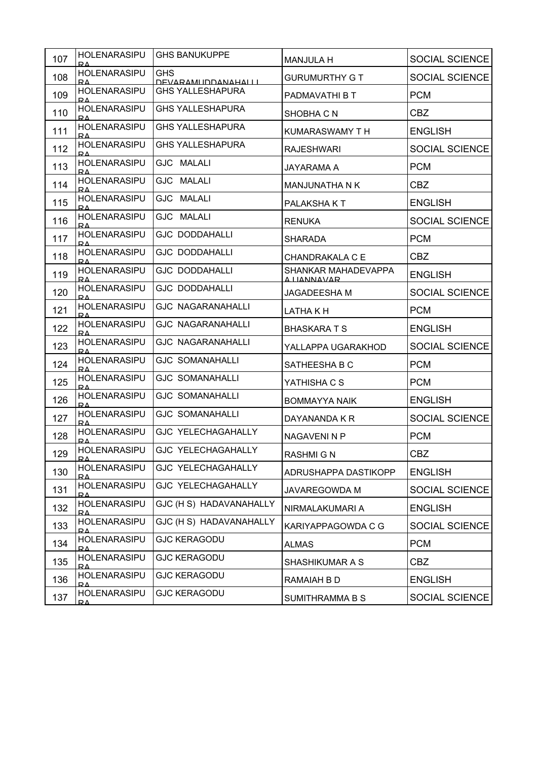| | | | | |
|---|---|---|---|---|
| 107 | HOLENARASIPURA | GHS BANUKUPPE | MANJULA H | SOCIAL SCIENCE |
| 108 | HOLENARASIPURA | GHS DEVARAMUDDANAHALLI | GURUMURTHY G T | SOCIAL SCIENCE |
| 109 | HOLENARASIPURA | GHS YALLESHAPURA | PADMAVATHI B T | PCM |
| 110 | HOLENARASIPURA | GHS YALLESHAPURA | SHOBHA C N | CBZ |
| 111 | HOLENARASIPURA | GHS YALLESHAPURA | KUMARASWAMY T H | ENGLISH |
| 112 | HOLENARASIPURA | GHS YALLESHAPURA | RAJESHWARI | SOCIAL SCIENCE |
| 113 | HOLENARASIPURA | GJC MALALI | JAYARAMA A | PCM |
| 114 | HOLENARASIPURA | GJC MALALI | MANJUNATHA N K | CBZ |
| 115 | HOLENARASIPURA | GJC MALALI | PALAKSHA K T | ENGLISH |
| 116 | HOLENARASIPURA | GJC MALALI | RENUKA | SOCIAL SCIENCE |
| 117 | HOLENARASIPURA | GJC DODDAHALLI | SHARADA | PCM |
| 118 | HOLENARASIPURA | GJC DODDAHALLI | CHANDRAKALA C E | CBZ |
| 119 | HOLENARASIPURA | GJC DODDAHALLI | SHANKAR MAHADEVAPPA A IJANNAVAR | ENGLISH |
| 120 | HOLENARASIPURA | GJC DODDAHALLI | JAGADEESHA M | SOCIAL SCIENCE |
| 121 | HOLENARASIPURA | GJC NAGARANAHALLI | LATHA K H | PCM |
| 122 | HOLENARASIPURA | GJC NAGARANAHALLI | BHASKARA T S | ENGLISH |
| 123 | HOLENARASIPURA | GJC NAGARANAHALLI | YALLAPPA UGARAKHOD | SOCIAL SCIENCE |
| 124 | HOLENARASIPURA | GJC SOMANAHALLI | SATHEESHA B C | PCM |
| 125 | HOLENARASIPURA | GJC SOMANAHALLI | YATHISHA C S | PCM |
| 126 | HOLENARASIPURA | GJC SOMANAHALLI | BOMMAYYA NAIK | ENGLISH |
| 127 | HOLENARASIPURA | GJC SOMANAHALLI | DAYANANDA K R | SOCIAL SCIENCE |
| 128 | HOLENARASIPURA | GJC YELECHAGAHALLY | NAGAVENI N P | PCM |
| 129 | HOLENARASIPURA | GJC YELECHAGAHALLY | RASHMI G N | CBZ |
| 130 | HOLENARASIPURA | GJC YELECHAGAHALLY | ADRUSHAPPA DASTIKOPP | ENGLISH |
| 131 | HOLENARASIPURA | GJC YELECHAGAHALLY | JAVAREGOWDA M | SOCIAL SCIENCE |
| 132 | HOLENARASIPURA | GJC (H S) HADAVANAHALLY | NIRMALAKUMARI A | ENGLISH |
| 133 | HOLENARASIPURA | GJC (H S) HADAVANAHALLY | KARIYAPPAGOWDA C G | SOCIAL SCIENCE |
| 134 | HOLENARASIPURA | GJC KERAGODU | ALMAS | PCM |
| 135 | HOLENARASIPURA | GJC KERAGODU | SHASHIKUMAR A S | CBZ |
| 136 | HOLENARASIPURA | GJC KERAGODU | RAMAIAH B D | ENGLISH |
| 137 | HOLENARASIPURA | GJC KERAGODU | SUMITHRAMMA B S | SOCIAL SCIENCE |